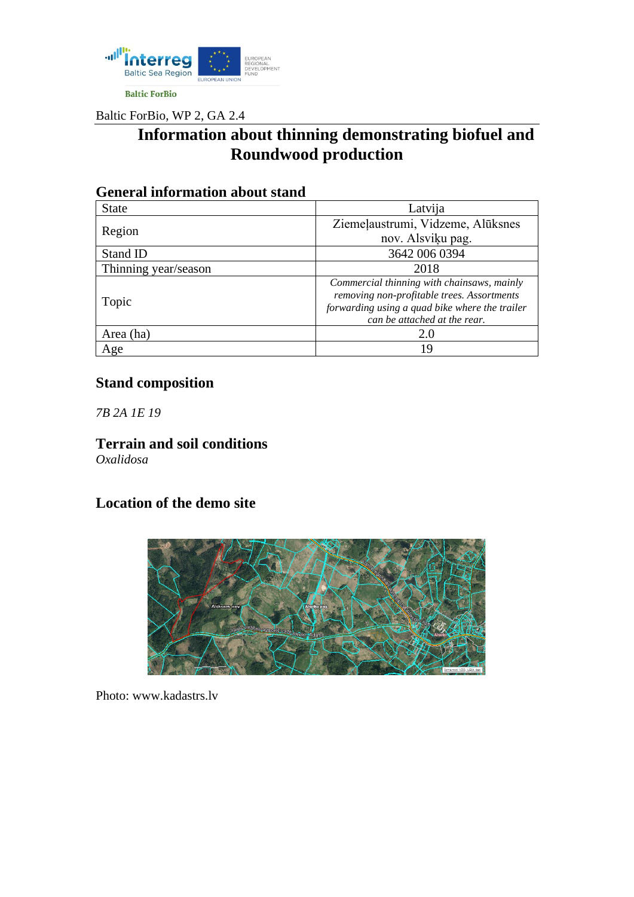Baltic ForBio

Baltic ForBio, WP 2, GA 2.4

# Information about thinning demonstrating biofuel and Roundwood production

## General information about stand

| State | Latvija |
| --- | --- |
| Region | Ziemeļaustrumi, Vidzeme, Alūksnes nov. Alsviķu pag. |
| Stand ID | 3642 006 0394 |
| Thinning year/season | 2018 |
| Topic | *Commercial thinning with chainsaws, mainly removing non-profitable trees. Assortments forwarding using a quad bike where the trailer can be attached at the rear.* |
| Area (ha) | 2.0 |
| Age | 19 |

## Stand composition

*7B 2A 1E 19*

## Terrain and soil conditions

*Oxalidosa*

## Location of the demo site

Photo: www.kadastrs.lv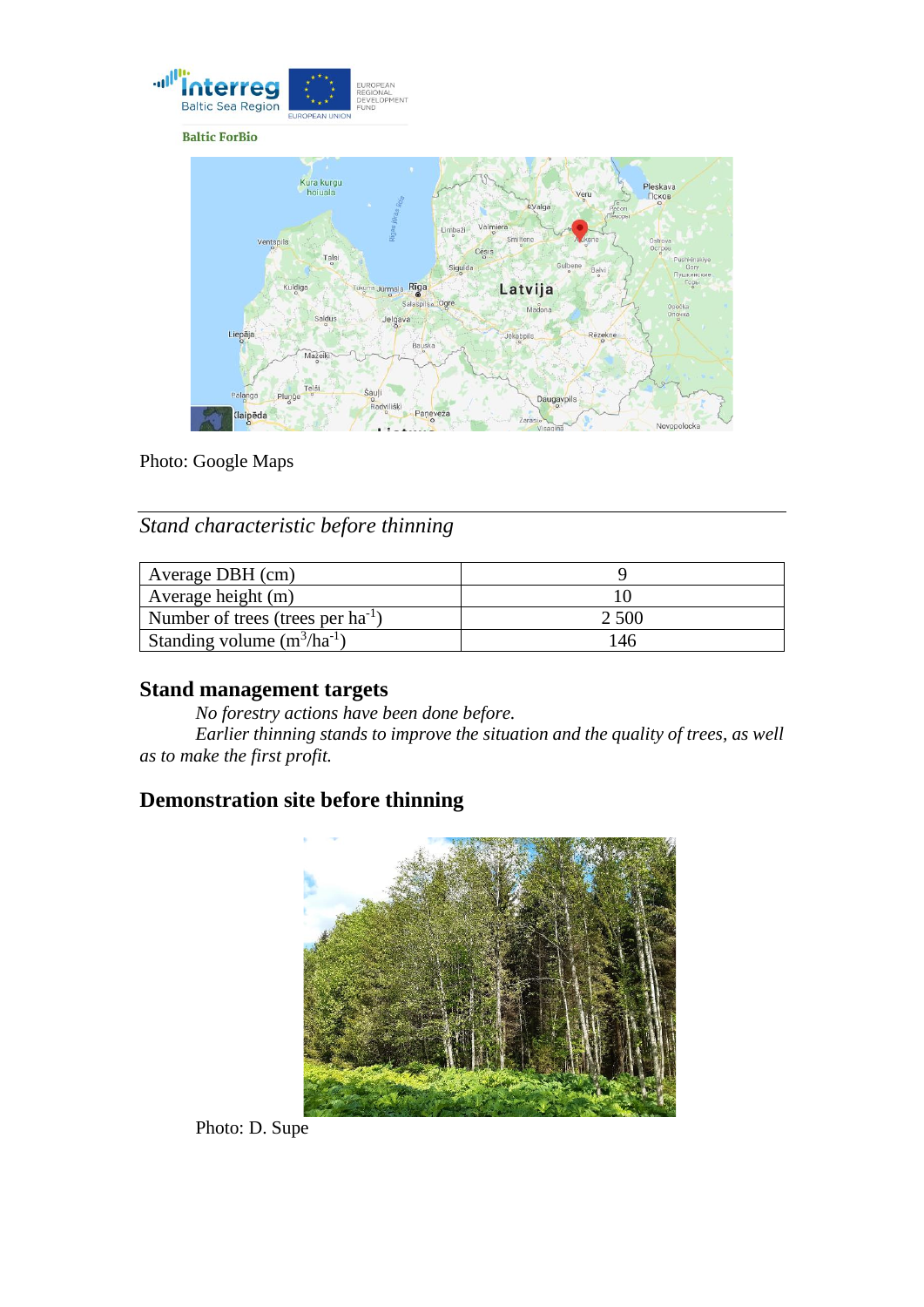Photo: Google Maps

*Stand characteristic before thinning*

| | |
|---|---|
| Average DBH (cm) | 9 |
| Average height (m) | 10 |
| Number of trees (trees per ha$^{-1}$) | 2 500 |
| Standing volume (m$^3$/ha$^{-1}$) | 146 |

## Stand management targets

*No forestry actions have been done before.*

*Earlier thinning stands to improve the situation and the quality of trees, as well as to make the first profit.*

## Demonstration site before thinning

Photo: D. Supe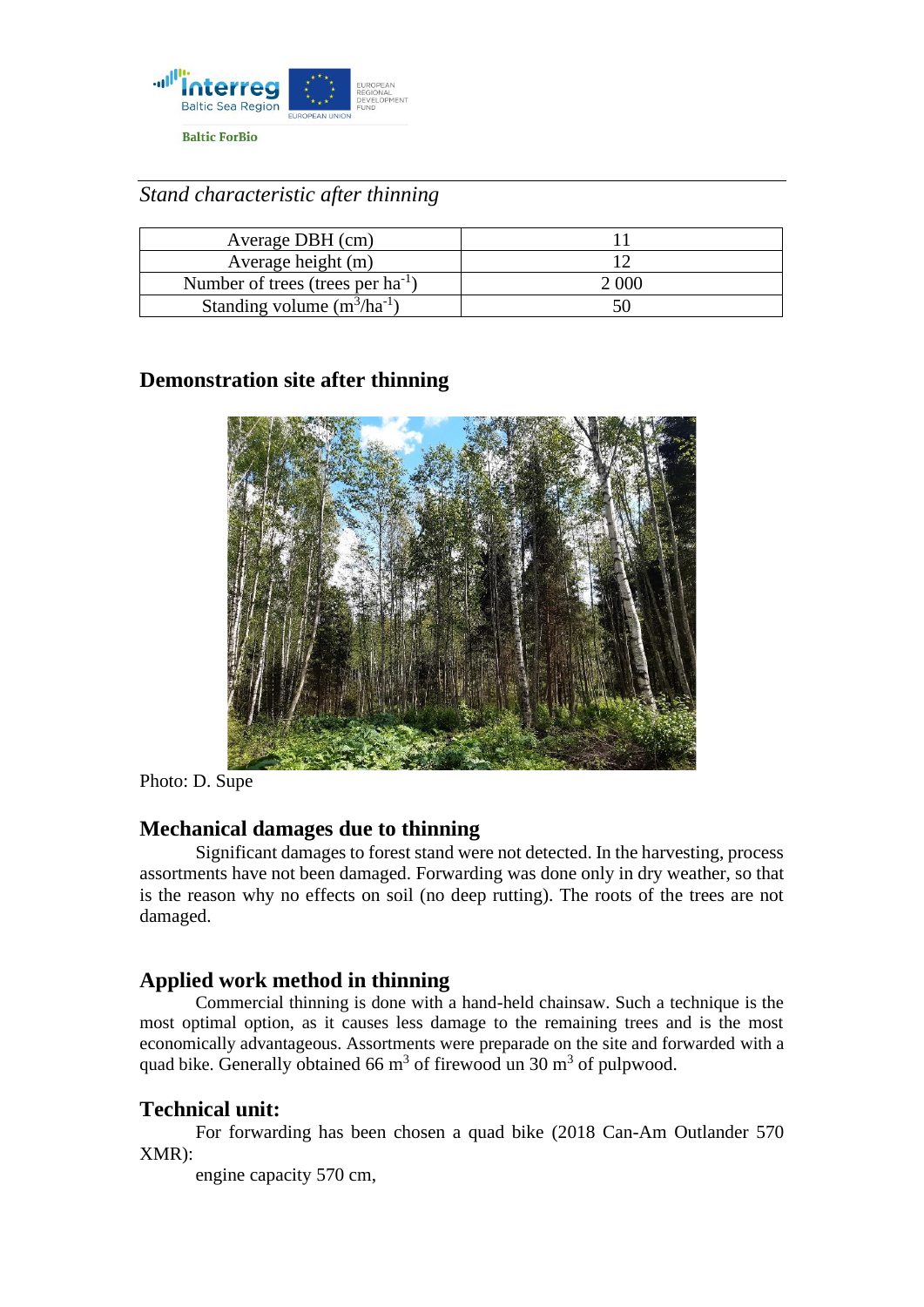*Stand characteristic after thinning*

| Average DBH (cm) | 11 |
|---|---|
| Average height (m) | 12 |
| Number of trees (trees per $ha^{-1}$) | 2 000 |
| Standing volume ($m^3/ha^{-1}$) | 50 |

## Demonstration site after thinning

Photo: D. Supe

## Mechanical damages due to thinning

Significant damages to forest stand were not detected. In the harvesting, process assortments have not been damaged. Forwarding was done only in dry weather, so that is the reason why no effects on soil (no deep rutting). The roots of the trees are not damaged.

## Applied work method in thinning

Commercial thinning is done with a hand-held chainsaw. Such a technique is the most optimal option, as it causes less damage to the remaining trees and is the most economically advantageous. Assortments were preparade on the site and forwarded with a quad bike. Generally obtained 66 $m^3$ of firewood un 30 $m^3$ of pulpwood.

## Technical unit:

For forwarding has been chosen a quad bike (2018 Can-Am Outlander 570 XMR):

engine capacity 570 cm,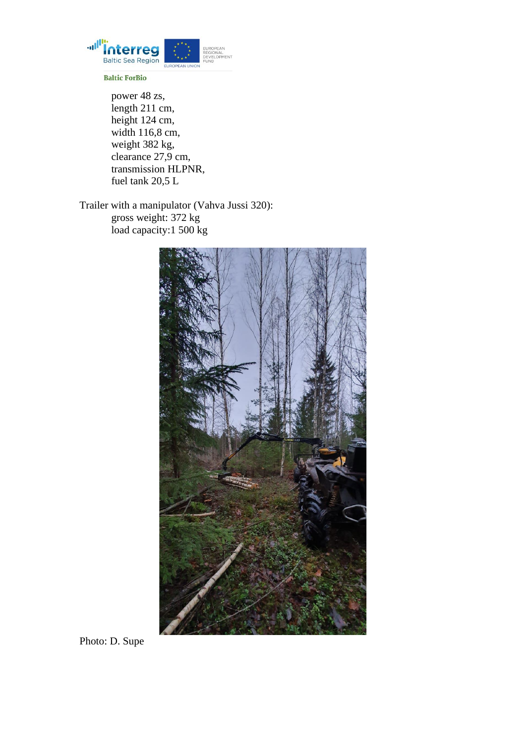power 48 zs,
length 211 cm,
height 124 cm,
width 116,8 cm,
weight 382 kg,
clearance 27,9 cm,
transmission HLPNR,
fuel tank 20,5 L

Trailer with a manipulator (Vahva Jussi 320):

gross weight: 372 kg
load capacity:1 500 kg

Photo: D. Supe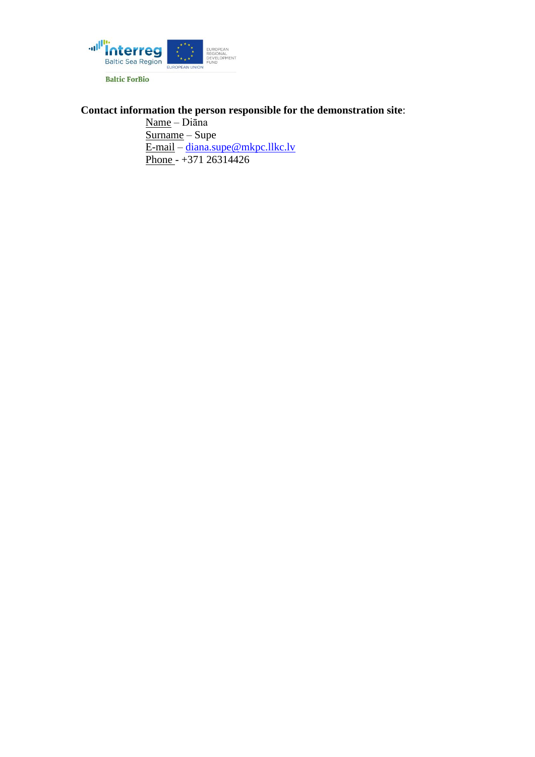**Contact information the person responsible for the demonstration site**:

Name – Diāna
Surname – Supe
E-mail – diana.supe@mkpc.llkc.lv
Phone - +371 26314426